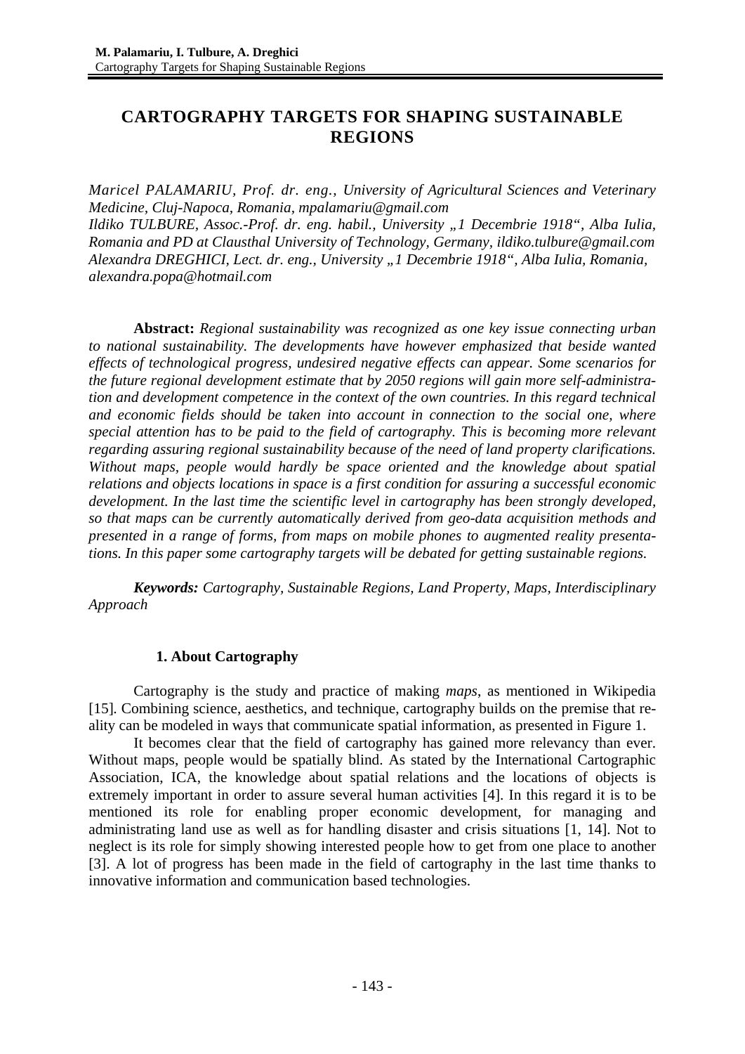# CARTOGRAPHY TARGETS FOR SHAPING SUSTAINABLE REGIONS

*Maricel PALAMARIU, Prof. dr. eng., University of Agricultural Sciences and Veterinary Medicine, Cluj-Napoca, Romania, mpalamariu@gmail.com*
*Ildiko TULBURE, Assoc.-Prof. dr. eng. habil., University „1 Decembrie 1918", Alba Iulia, Romania and PD at Clausthal University of Technology, Germany, ildiko.tulbure@gmail.com*
*Alexandra DREGHICI, Lect. dr. eng., University „1 Decembrie 1918", Alba Iulia, Romania, alexandra.popa@hotmail.com*

**Abstract:** *Regional sustainability was recognized as one key issue connecting urban to national sustainability. The developments have however emphasized that beside wanted effects of technological progress, undesired negative effects can appear. Some scenarios for the future regional development estimate that by 2050 regions will gain more self-administration and development competence in the context of the own countries. In this regard technical and economic fields should be taken into account in connection to the social one, where special attention has to be paid to the field of cartography. This is becoming more relevant regarding assuring regional sustainability because of the need of land property clarifications. Without maps, people would hardly be space oriented and the knowledge about spatial relations and objects locations in space is a first condition for assuring a successful economic development. In the last time the scientific level in cartography has been strongly developed, so that maps can be currently automatically derived from geo-data acquisition methods and presented in a range of forms, from maps on mobile phones to augmented reality presentations. In this paper some cartography targets will be debated for getting sustainable regions.*

***Keywords:*** *Cartography, Sustainable Regions, Land Property, Maps, Interdisciplinary Approach*

## 1. About Cartography

Cartography is the study and practice of making *maps*, as mentioned in Wikipedia [15]. Combining science, aesthetics, and technique, cartography builds on the premise that reality can be modeled in ways that communicate spatial information, as presented in Figure 1.

It becomes clear that the field of cartography has gained more relevancy than ever. Without maps, people would be spatially blind. As stated by the International Cartographic Association, ICA, the knowledge about spatial relations and the locations of objects is extremely important in order to assure several human activities [4]. In this regard it is to be mentioned its role for enabling proper economic development, for managing and administrating land use as well as for handling disaster and crisis situations [1, 14]. Not to neglect is its role for simply showing interested people how to get from one place to another [3]. A lot of progress has been made in the field of cartography in the last time thanks to innovative information and communication based technologies.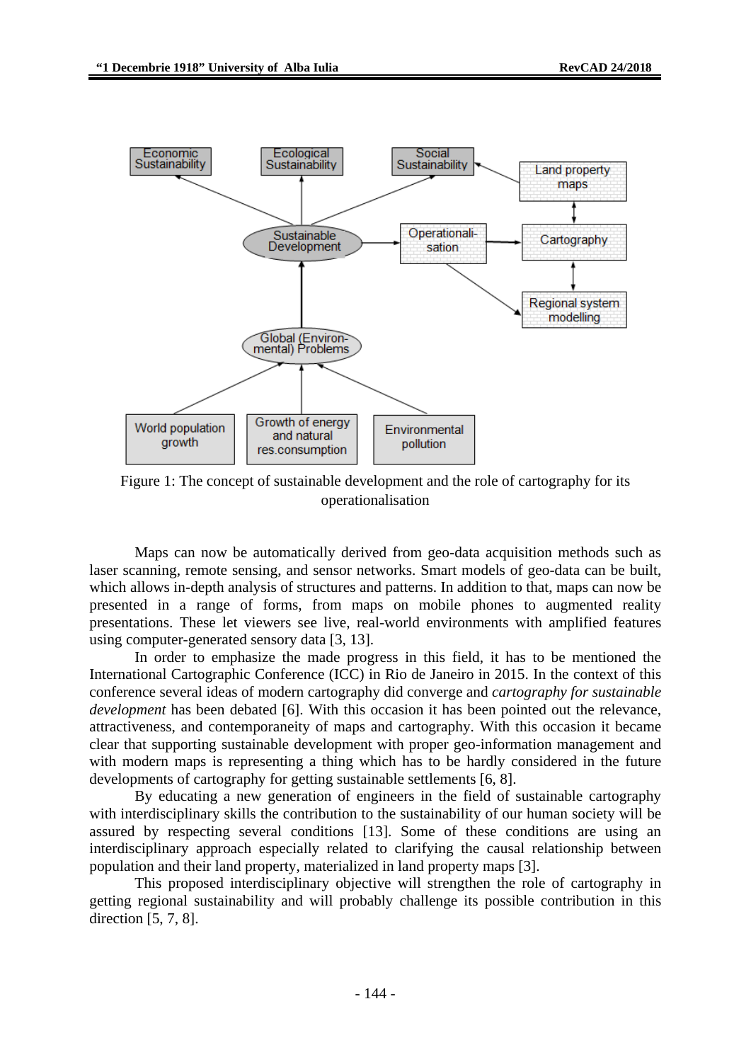Economic Sustainability

Ecological Sustainability

Social Sustainability

Land property maps

Sustainable Development

Operationalisation

Cartography

Regional system modelling

Global (Environmental) Problems

World population growth

Growth of energy and natural res.consumption

Environmental pollution

Figure 1: The concept of sustainable development and the role of cartography for its operationalisation

Maps can now be automatically derived from geo-data acquisition methods such as laser scanning, remote sensing, and sensor networks. Smart models of geo-data can be built, which allows in-depth analysis of structures and patterns. In addition to that, maps can now be presented in a range of forms, from maps on mobile phones to augmented reality presentations. These let viewers see live, real-world environments with amplified features using computer-generated sensory data [3, 13].

In order to emphasize the made progress in this field, it has to be mentioned the International Cartographic Conference (ICC) in Rio de Janeiro in 2015. In the context of this conference several ideas of modern cartography did converge and *cartography for sustainable development* has been debated [6]. With this occasion it has been pointed out the relevance, attractiveness, and contemporaneity of maps and cartography. With this occasion it became clear that supporting sustainable development with proper geo-information management and with modern maps is representing a thing which has to be hardly considered in the future developments of cartography for getting sustainable settlements [6, 8].

By educating a new generation of engineers in the field of sustainable cartography with interdisciplinary skills the contribution to the sustainability of our human society will be assured by respecting several conditions [13]. Some of these conditions are using an interdisciplinary approach especially related to clarifying the causal relationship between population and their land property, materialized in land property maps [3].

This proposed interdisciplinary objective will strengthen the role of cartography in getting regional sustainability and will probably challenge its possible contribution in this direction [5, 7, 8].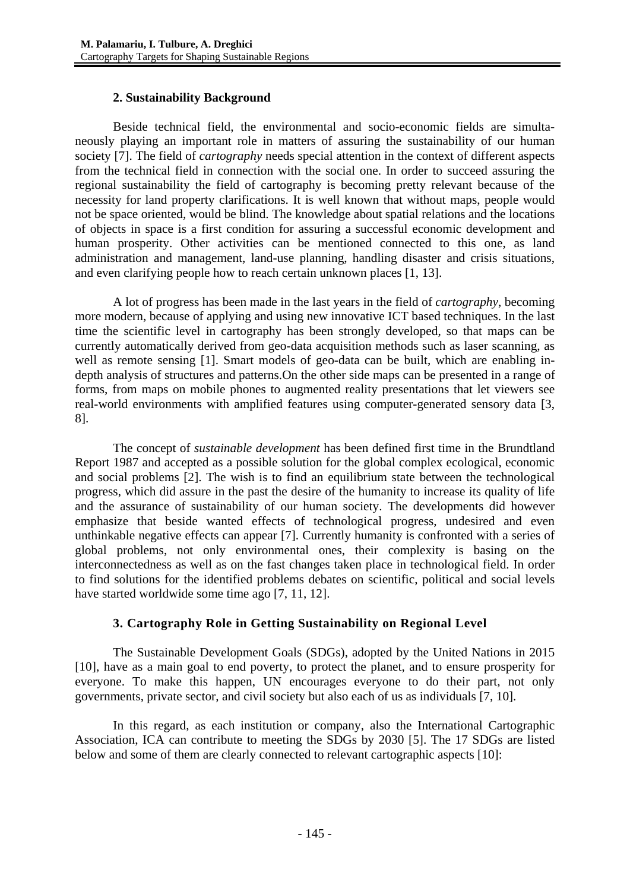## 2. Sustainability Background

Beside technical field, the environmental and socio-economic fields are simultaneously playing an important role in matters of assuring the sustainability of our human society [7]. The field of *cartography* needs special attention in the context of different aspects from the technical field in connection with the social one. In order to succeed assuring the regional sustainability the field of cartography is becoming pretty relevant because of the necessity for land property clarifications. It is well known that without maps, people would not be space oriented, would be blind. The knowledge about spatial relations and the locations of objects in space is a first condition for assuring a successful economic development and human prosperity. Other activities can be mentioned connected to this one, as land administration and management, land-use planning, handling disaster and crisis situations, and even clarifying people how to reach certain unknown places [1, 13].

A lot of progress has been made in the last years in the field of *cartography*, becoming more modern, because of applying and using new innovative ICT based techniques. In the last time the scientific level in cartography has been strongly developed, so that maps can be currently automatically derived from geo-data acquisition methods such as laser scanning, as well as remote sensing [1]. Smart models of geo-data can be built, which are enabling in-depth analysis of structures and patterns.On the other side maps can be presented in a range of forms, from maps on mobile phones to augmented reality presentations that let viewers see real-world environments with amplified features using computer-generated sensory data [3, 8].

The concept of *sustainable development* has been defined first time in the Brundtland Report 1987 and accepted as a possible solution for the global complex ecological, economic and social problems [2]. The wish is to find an equilibrium state between the technological progress, which did assure in the past the desire of the humanity to increase its quality of life and the assurance of sustainability of our human society. The developments did however emphasize that beside wanted effects of technological progress, undesired and even unthinkable negative effects can appear [7]. Currently humanity is confronted with a series of global problems, not only environmental ones, their complexity is basing on the interconnectedness as well as on the fast changes taken place in technological field. In order to find solutions for the identified problems debates on scientific, political and social levels have started worldwide some time ago [7, 11, 12].

## 3. Cartography Role in Getting Sustainability on Regional Level

The Sustainable Development Goals (SDGs), adopted by the United Nations in 2015 [10], have as a main goal to end poverty, to protect the planet, and to ensure prosperity for everyone. To make this happen, UN encourages everyone to do their part, not only governments, private sector, and civil society but also each of us as individuals [7, 10].

In this regard, as each institution or company, also the International Cartographic Association, ICA can contribute to meeting the SDGs by 2030 [5]. The 17 SDGs are listed below and some of them are clearly connected to relevant cartographic aspects [10]: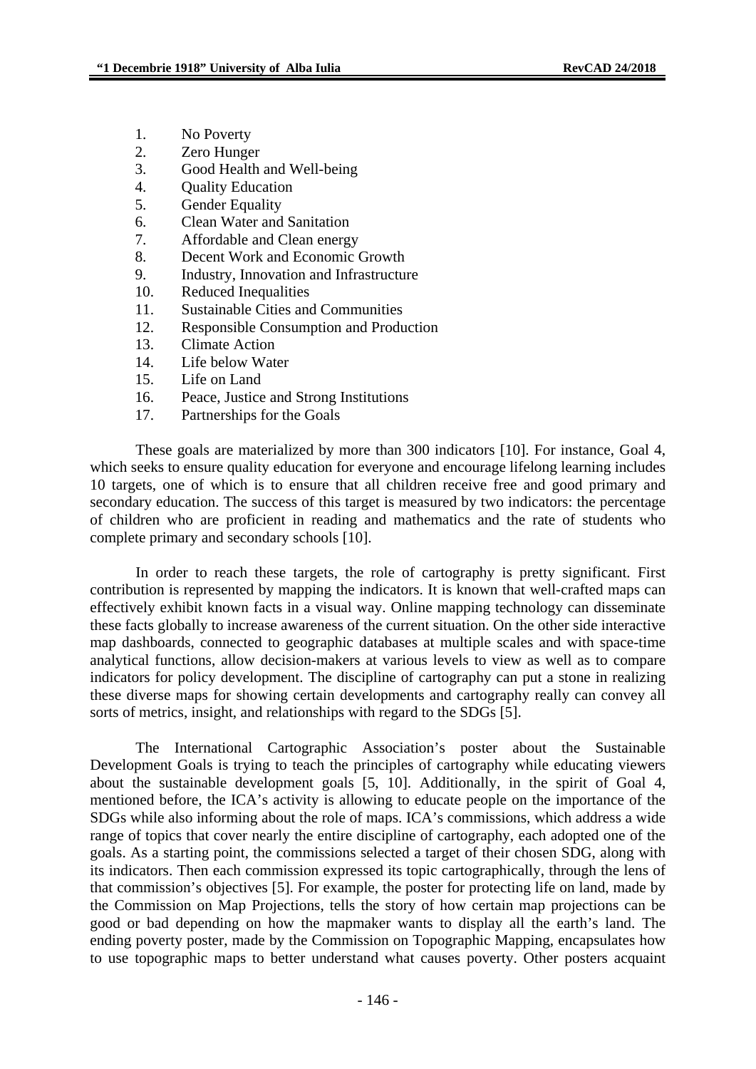1. No Poverty
2. Zero Hunger
3. Good Health and Well-being
4. Quality Education
5. Gender Equality
6. Clean Water and Sanitation
7. Affordable and Clean energy
8. Decent Work and Economic Growth
9. Industry, Innovation and Infrastructure
10. Reduced Inequalities
11. Sustainable Cities and Communities
12. Responsible Consumption and Production
13. Climate Action
14. Life below Water
15. Life on Land
16. Peace, Justice and Strong Institutions
17. Partnerships for the Goals

These goals are materialized by more than 300 indicators [10]. For instance, Goal 4, which seeks to ensure quality education for everyone and encourage lifelong learning includes 10 targets, one of which is to ensure that all children receive free and good primary and secondary education. The success of this target is measured by two indicators: the percentage of children who are proficient in reading and mathematics and the rate of students who complete primary and secondary schools [10].

In order to reach these targets, the role of cartography is pretty significant. First contribution is represented by mapping the indicators. It is known that well-crafted maps can effectively exhibit known facts in a visual way. Online mapping technology can disseminate these facts globally to increase awareness of the current situation. On the other side interactive map dashboards, connected to geographic databases at multiple scales and with space-time analytical functions, allow decision-makers at various levels to view as well as to compare indicators for policy development. The discipline of cartography can put a stone in realizing these diverse maps for showing certain developments and cartography really can convey all sorts of metrics, insight, and relationships with regard to the SDGs [5].

The International Cartographic Association's poster about the Sustainable Development Goals is trying to teach the principles of cartography while educating viewers about the sustainable development goals [5, 10]. Additionally, in the spirit of Goal 4, mentioned before, the ICA's activity is allowing to educate people on the importance of the SDGs while also informing about the role of maps. ICA's commissions, which address a wide range of topics that cover nearly the entire discipline of cartography, each adopted one of the goals. As a starting point, the commissions selected a target of their chosen SDG, along with its indicators. Then each commission expressed its topic cartographically, through the lens of that commission's objectives [5]. For example, the poster for protecting life on land, made by the Commission on Map Projections, tells the story of how certain map projections can be good or bad depending on how the mapmaker wants to display all the earth's land. The ending poverty poster, made by the Commission on Topographic Mapping, encapsulates how to use topographic maps to better understand what causes poverty. Other posters acquaint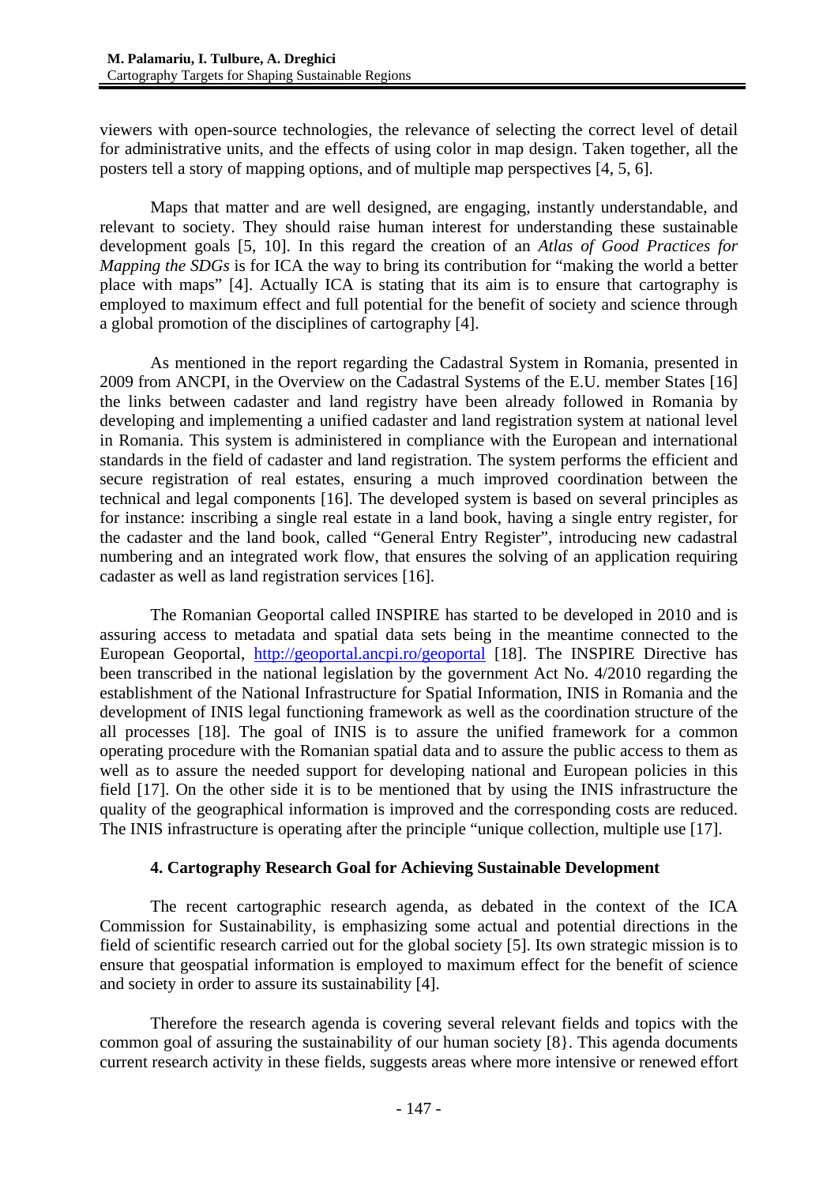viewers with open-source technologies, the relevance of selecting the correct level of detail for administrative units, and the effects of using color in map design. Taken together, all the posters tell a story of mapping options, and of multiple map perspectives [4, 5, 6].

Maps that matter and are well designed, are engaging, instantly understandable, and relevant to society. They should raise human interest for understanding these sustainable development goals [5, 10]. In this regard the creation of an *Atlas of Good Practices for Mapping the SDGs* is for ICA the way to bring its contribution for "making the world a better place with maps" [4]. Actually ICA is stating that its aim is to ensure that cartography is employed to maximum effect and full potential for the benefit of society and science through a global promotion of the disciplines of cartography [4].

As mentioned in the report regarding the Cadastral System in Romania, presented in 2009 from ANCPI, in the Overview on the Cadastral Systems of the E.U. member States [16] the links between cadaster and land registry have been already followed in Romania by developing and implementing a unified cadaster and land registration system at national level in Romania. This system is administered in compliance with the European and international standards in the field of cadaster and land registration. The system performs the efficient and secure registration of real estates, ensuring a much improved coordination between the technical and legal components [16]. The developed system is based on several principles as for instance: inscribing a single real estate in a land book, having a single entry register, for the cadaster and the land book, called "General Entry Register", introducing new cadastral numbering and an integrated work flow, that ensures the solving of an application requiring cadaster as well as land registration services [16].

The Romanian Geoportal called INSPIRE has started to be developed in 2010 and is assuring access to metadata and spatial data sets being in the meantime connected to the European Geoportal, http://geoportal.ancpi.ro/geoportal [18]. The INSPIRE Directive has been transcribed in the national legislation by the government Act No. 4/2010 regarding the establishment of the National Infrastructure for Spatial Information, INIS in Romania and the development of INIS legal functioning framework as well as the coordination structure of the all processes [18]. The goal of INIS is to assure the unified framework for a common operating procedure with the Romanian spatial data and to assure the public access to them as well as to assure the needed support for developing national and European policies in this field [17]. On the other side it is to be mentioned that by using the INIS infrastructure the quality of the geographical information is improved and the corresponding costs are reduced. The INIS infrastructure is operating after the principle "unique collection, multiple use [17].

## 4. Cartography Research Goal for Achieving Sustainable Development

The recent cartographic research agenda, as debated in the context of the ICA Commission for Sustainability, is emphasizing some actual and potential directions in the field of scientific research carried out for the global society [5]. Its own strategic mission is to ensure that geospatial information is employed to maximum effect for the benefit of science and society in order to assure its sustainability [4].

Therefore the research agenda is covering several relevant fields and topics with the common goal of assuring the sustainability of our human society [8}. This agenda documents current research activity in these fields, suggests areas where more intensive or renewed effort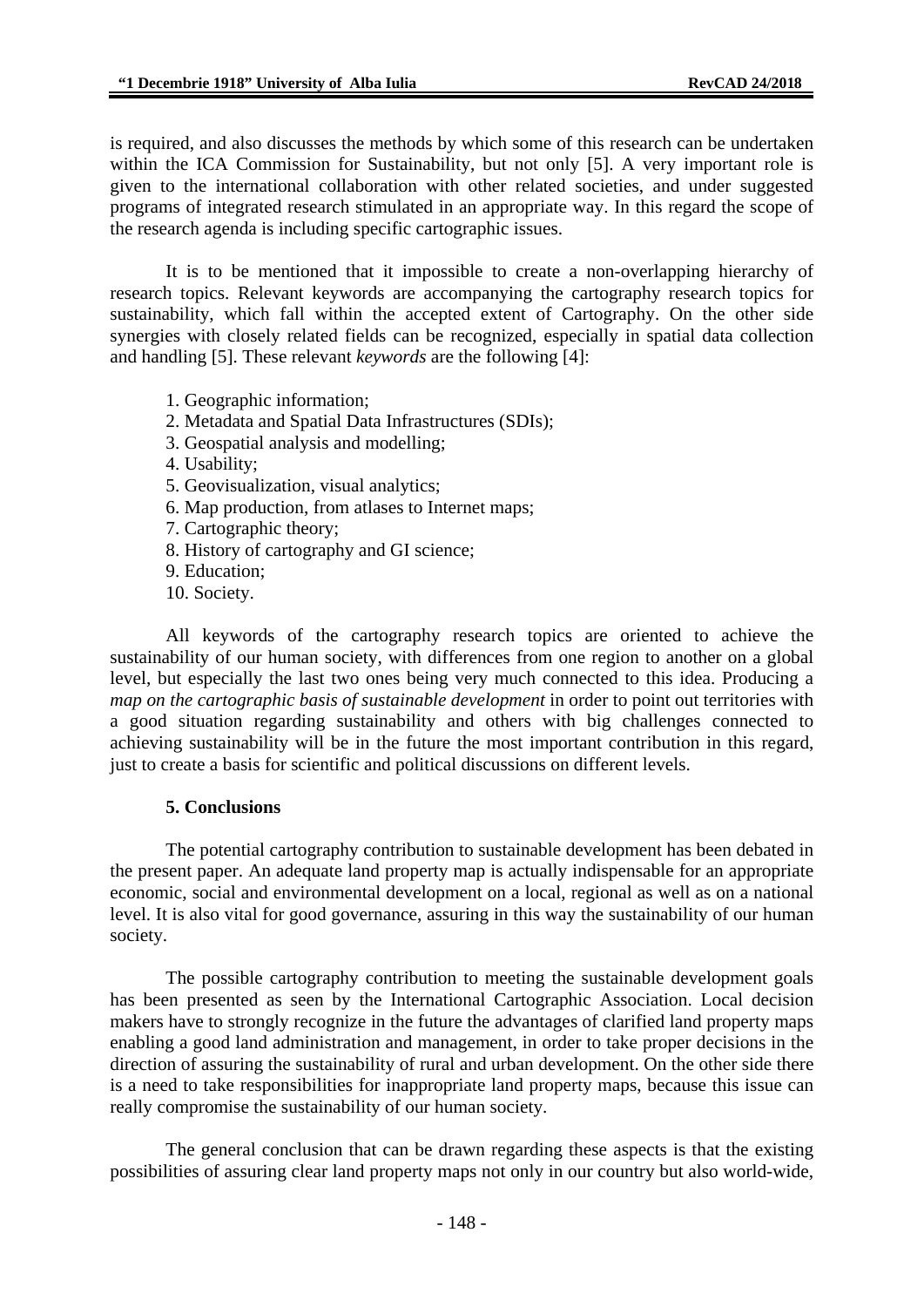is required, and also discusses the methods by which some of this research can be undertaken within the ICA Commission for Sustainability, but not only [5]. A very important role is given to the international collaboration with other related societies, and under suggested programs of integrated research stimulated in an appropriate way. In this regard the scope of the research agenda is including specific cartographic issues.

It is to be mentioned that it impossible to create a non-overlapping hierarchy of research topics. Relevant keywords are accompanying the cartography research topics for sustainability, which fall within the accepted extent of Cartography. On the other side synergies with closely related fields can be recognized, especially in spatial data collection and handling [5]. These relevant *keywords* are the following [4]:

1. Geographic information;
2. Metadata and Spatial Data Infrastructures (SDIs);
3. Geospatial analysis and modelling;
4. Usability;
5. Geovisualization, visual analytics;
6. Map production, from atlases to Internet maps;
7. Cartographic theory;
8. History of cartography and GI science;
9. Education;
10. Society.

All keywords of the cartography research topics are oriented to achieve the sustainability of our human society, with differences from one region to another on a global level, but especially the last two ones being very much connected to this idea. Producing a *map on the cartographic basis of sustainable development* in order to point out territories with a good situation regarding sustainability and others with big challenges connected to achieving sustainability will be in the future the most important contribution in this regard, just to create a basis for scientific and political discussions on different levels.

## 5. Conclusions

The potential cartography contribution to sustainable development has been debated in the present paper. An adequate land property map is actually indispensable for an appropriate economic, social and environmental development on a local, regional as well as on a national level. It is also vital for good governance, assuring in this way the sustainability of our human society.

The possible cartography contribution to meeting the sustainable development goals has been presented as seen by the International Cartographic Association. Local decision makers have to strongly recognize in the future the advantages of clarified land property maps enabling a good land administration and management, in order to take proper decisions in the direction of assuring the sustainability of rural and urban development. On the other side there is a need to take responsibilities for inappropriate land property maps, because this issue can really compromise the sustainability of our human society.

The general conclusion that can be drawn regarding these aspects is that the existing possibilities of assuring clear land property maps not only in our country but also world-wide,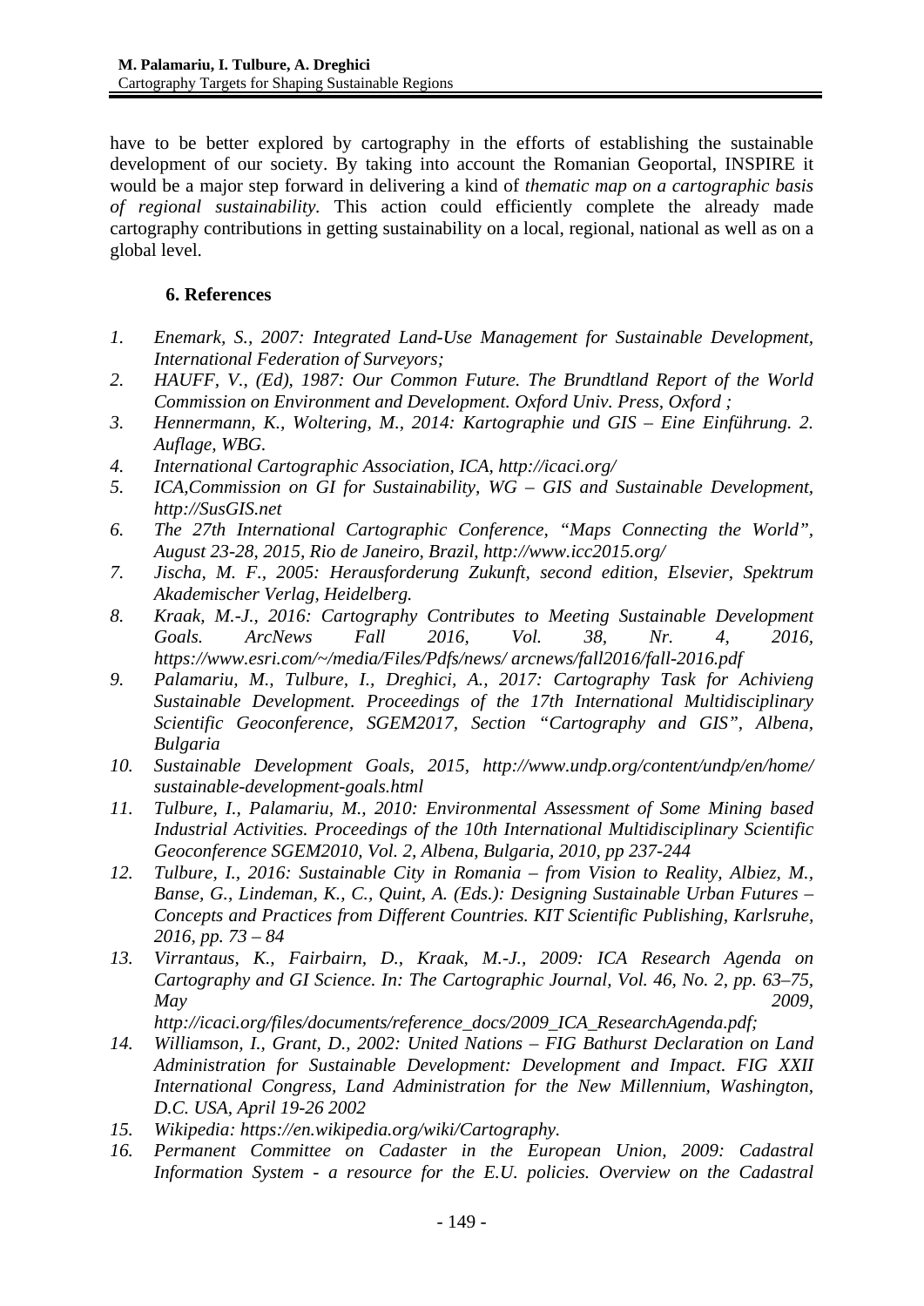have to be better explored by cartography in the efforts of establishing the sustainable development of our society. By taking into account the Romanian Geoportal, INSPIRE it would be a major step forward in delivering a kind of *thematic map on a cartographic basis of regional sustainability.* This action could efficiently complete the already made cartography contributions in getting sustainability on a local, regional, national as well as on a global level.

## 6. References

1. *Enemark, S., 2007: Integrated Land-Use Management for Sustainable Development, International Federation of Surveyors;*
2. *HAUFF, V., (Ed), 1987: Our Common Future. The Brundtland Report of the World Commission on Environment and Development. Oxford Univ. Press, Oxford ;*
3. *Hennermann, K., Woltering, M., 2014: Kartographie und GIS – Eine Einführung. 2. Auflage, WBG.*
4. *International Cartographic Association, ICA, http://icaci.org/*
5. *ICA,Commission on GI for Sustainability, WG – GIS and Sustainable Development, http://SusGIS.net*
6. *The 27th International Cartographic Conference, "Maps Connecting the World", August 23-28, 2015, Rio de Janeiro, Brazil, http://www.icc2015.org/*
7. *Jischa, M. F., 2005: Herausforderung Zukunft, second edition, Elsevier, Spektrum Akademischer Verlag, Heidelberg.*
8. *Kraak, M.-J., 2016: Cartography Contributes to Meeting Sustainable Development Goals. ArcNews Fall 2016, Vol. 38, Nr. 4, 2016, https://www.esri.com/~/media/Files/Pdfs/news/ arcnews/fall2016/fall-2016.pdf*
9. *Palamariu, M., Tulbure, I., Dreghici, A., 2017: Cartography Task for Achivieng Sustainable Development. Proceedings of the 17th International Multidisciplinary Scientific Geoconference, SGEM2017, Section "Cartography and GIS", Albena, Bulgaria*
10. *Sustainable Development Goals, 2015, http://www.undp.org/content/undp/en/home/ sustainable-development-goals.html*
11. *Tulbure, I., Palamariu, M., 2010: Environmental Assessment of Some Mining based Industrial Activities. Proceedings of the 10th International Multidisciplinary Scientific Geoconference SGEM2010, Vol. 2, Albena, Bulgaria, 2010, pp 237-244*
12. *Tulbure, I., 2016: Sustainable City in Romania – from Vision to Reality, Albiez, M., Banse, G., Lindeman, K., C., Quint, A. (Eds.): Designing Sustainable Urban Futures – Concepts and Practices from Different Countries. KIT Scientific Publishing, Karlsruhe, 2016, pp. 73 – 84*
13. *Virrantaus, K., Fairbairn, D., Kraak, M.-J., 2009: ICA Research Agenda on Cartography and GI Science. In: The Cartographic Journal, Vol. 46, No. 2, pp. 63–75, May 2009, http://icaci.org/files/documents/reference_docs/2009_ICA_ResearchAgenda.pdf;*
14. *Williamson, I., Grant, D., 2002: United Nations – FIG Bathurst Declaration on Land Administration for Sustainable Development: Development and Impact. FIG XXII International Congress, Land Administration for the New Millennium, Washington, D.C. USA, April 19-26 2002*
15. *Wikipedia: https://en.wikipedia.org/wiki/Cartography.*
16. *Permanent Committee on Cadaster in the European Union, 2009: Cadastral Information System - a resource for the E.U. policies. Overview on the Cadastral*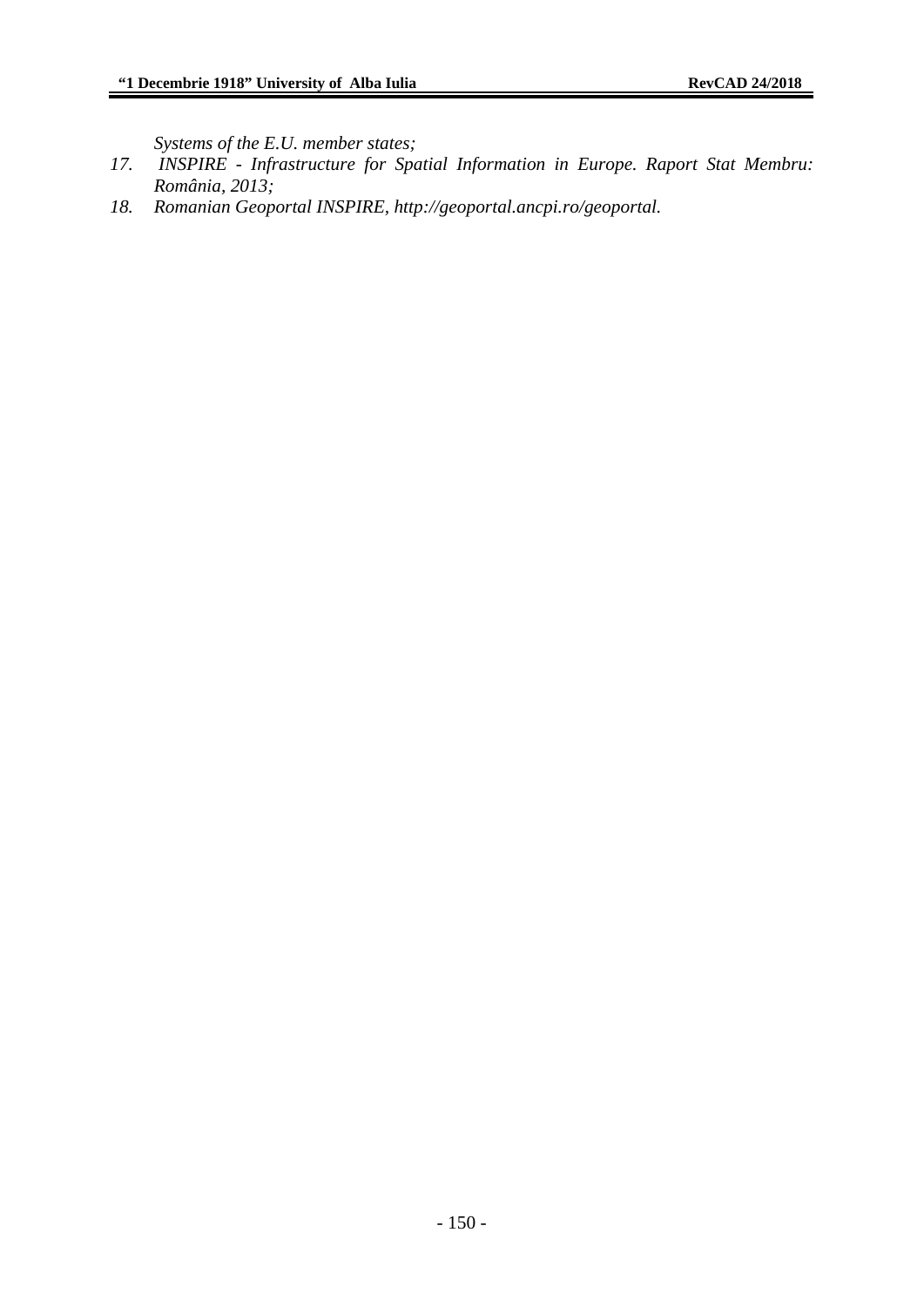*Systems of the E.U. member states;*

17. *INSPIRE - Infrastructure for Spatial Information in Europe. Raport Stat Membru: România, 2013;*
18. *Romanian Geoportal INSPIRE, http://geoportal.ancpi.ro/geoportal.*